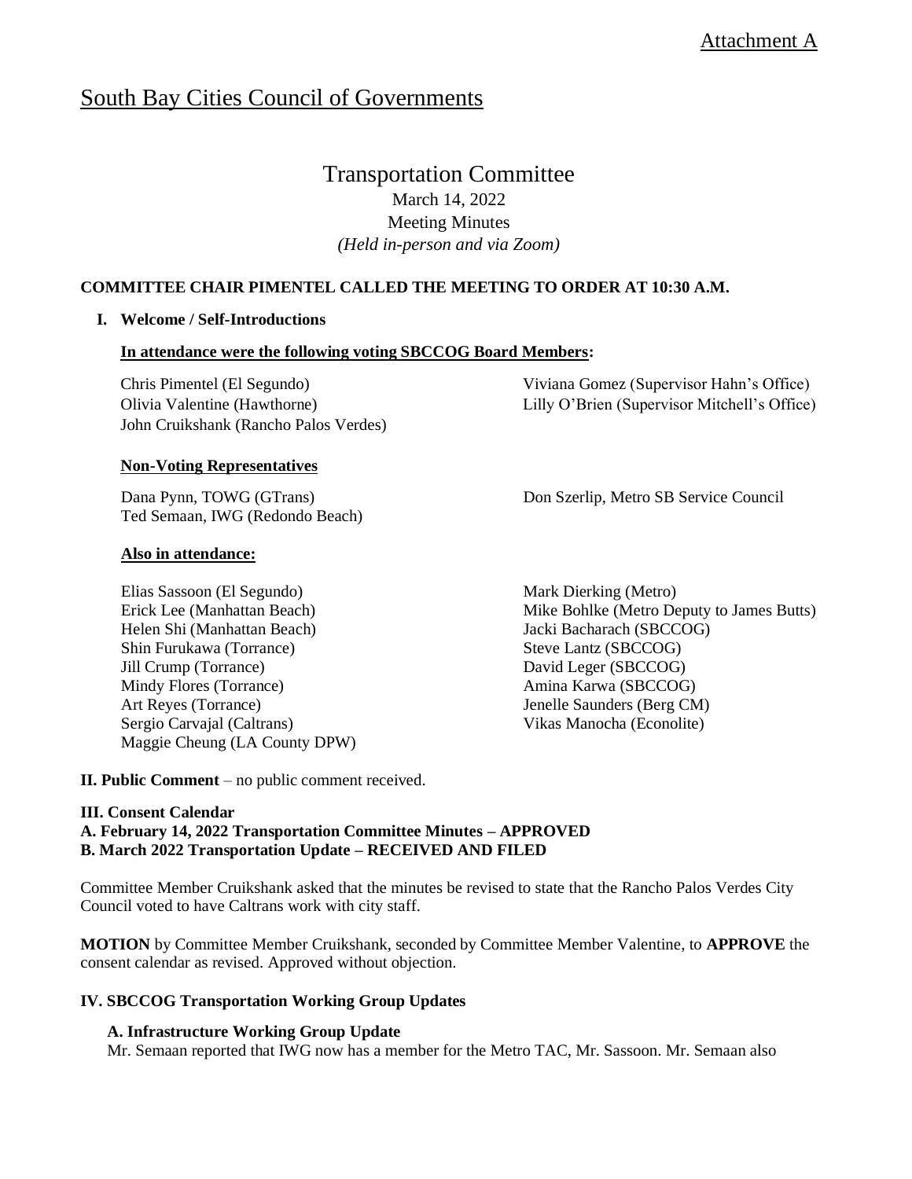Attachment A

# South Bay Cities Council of Governments

## Transportation Committee

March 14, 2022
Meeting Minutes
*(Held in-person and via Zoom)*

**COMMITTEE CHAIR PIMENTEL CALLED THE MEETING TO ORDER AT 10:30 A.M.**

**I. Welcome / Self-Introductions**

**In attendance were the following voting SBCCOG Board Members:**

Chris Pimentel (El Segundo)
Olivia Valentine (Hawthorne)
John Cruikshank (Rancho Palos Verdes)
Viviana Gomez (Supervisor Hahn's Office)
Lilly O'Brien (Supervisor Mitchell's Office)

**Non-Voting Representatives**

Dana Pynn, TOWG (GTrans)
Ted Semaan, IWG (Redondo Beach)
Don Szerlip, Metro SB Service Council

**Also in attendance:**

Elias Sassoon (El Segundo)
Erick Lee (Manhattan Beach)
Helen Shi (Manhattan Beach)
Shin Furukawa (Torrance)
Jill Crump (Torrance)
Mindy Flores (Torrance)
Art Reyes (Torrance)
Sergio Carvajal (Caltrans)
Maggie Cheung (LA County DPW)
Mark Dierking (Metro)
Mike Bohlke (Metro Deputy to James Butts)
Jacki Bacharach (SBCCOG)
Steve Lantz (SBCCOG)
David Leger (SBCCOG)
Amina Karwa (SBCCOG)
Jenelle Saunders (Berg CM)
Vikas Manocha (Econolite)

**II. Public Comment** – no public comment received.

**III. Consent Calendar**
**A. February 14, 2022 Transportation Committee Minutes – APPROVED**
**B. March 2022 Transportation Update – RECEIVED AND FILED**

Committee Member Cruikshank asked that the minutes be revised to state that the Rancho Palos Verdes City Council voted to have Caltrans work with city staff.

**MOTION** by Committee Member Cruikshank, seconded by Committee Member Valentine, to **APPROVE** the consent calendar as revised. Approved without objection.

**IV. SBCCOG Transportation Working Group Updates**

**A. Infrastructure Working Group Update**
Mr. Semaan reported that IWG now has a member for the Metro TAC, Mr. Sassoon. Mr. Semaan also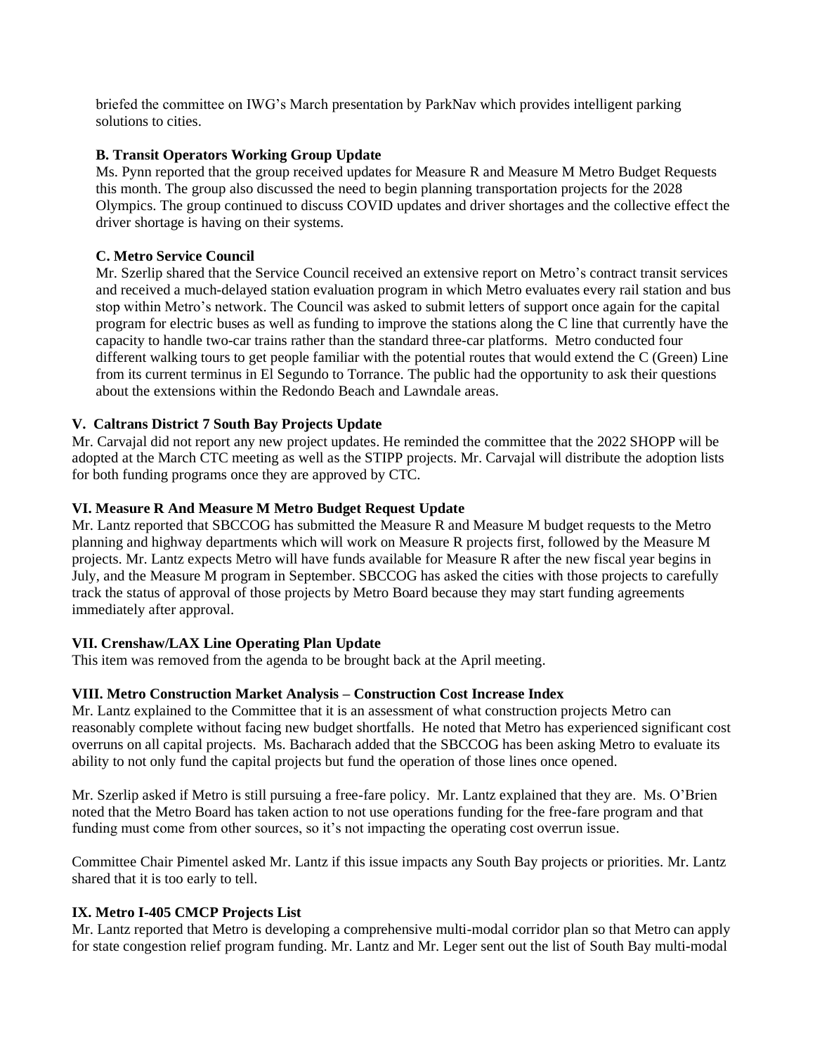briefed the committee on IWG's March presentation by ParkNav which provides intelligent parking solutions to cities.

**B. Transit Operators Working Group Update**

Ms. Pynn reported that the group received updates for Measure R and Measure M Metro Budget Requests this month. The group also discussed the need to begin planning transportation projects for the 2028 Olympics. The group continued to discuss COVID updates and driver shortages and the collective effect the driver shortage is having on their systems.

**C. Metro Service Council**

Mr. Szerlip shared that the Service Council received an extensive report on Metro's contract transit services and received a much-delayed station evaluation program in which Metro evaluates every rail station and bus stop within Metro's network. The Council was asked to submit letters of support once again for the capital program for electric buses as well as funding to improve the stations along the C line that currently have the capacity to handle two-car trains rather than the standard three-car platforms. Metro conducted four different walking tours to get people familiar with the potential routes that would extend the C (Green) Line from its current terminus in El Segundo to Torrance. The public had the opportunity to ask their questions about the extensions within the Redondo Beach and Lawndale areas.

**V. Caltrans District 7 South Bay Projects Update**

Mr. Carvajal did not report any new project updates. He reminded the committee that the 2022 SHOPP will be adopted at the March CTC meeting as well as the STIPP projects. Mr. Carvajal will distribute the adoption lists for both funding programs once they are approved by CTC.

**VI. Measure R And Measure M Metro Budget Request Update**

Mr. Lantz reported that SBCCOG has submitted the Measure R and Measure M budget requests to the Metro planning and highway departments which will work on Measure R projects first, followed by the Measure M projects. Mr. Lantz expects Metro will have funds available for Measure R after the new fiscal year begins in July, and the Measure M program in September. SBCCOG has asked the cities with those projects to carefully track the status of approval of those projects by Metro Board because they may start funding agreements immediately after approval.

**VII. Crenshaw/LAX Line Operating Plan Update**

This item was removed from the agenda to be brought back at the April meeting.

**VIII. Metro Construction Market Analysis – Construction Cost Increase Index**

Mr. Lantz explained to the Committee that it is an assessment of what construction projects Metro can reasonably complete without facing new budget shortfalls. He noted that Metro has experienced significant cost overruns on all capital projects. Ms. Bacharach added that the SBCCOG has been asking Metro to evaluate its ability to not only fund the capital projects but fund the operation of those lines once opened.

Mr. Szerlip asked if Metro is still pursuing a free-fare policy. Mr. Lantz explained that they are. Ms. O'Brien noted that the Metro Board has taken action to not use operations funding for the free-fare program and that funding must come from other sources, so it's not impacting the operating cost overrun issue.

Committee Chair Pimentel asked Mr. Lantz if this issue impacts any South Bay projects or priorities. Mr. Lantz shared that it is too early to tell.

**IX. Metro I-405 CMCP Projects List**

Mr. Lantz reported that Metro is developing a comprehensive multi-modal corridor plan so that Metro can apply for state congestion relief program funding. Mr. Lantz and Mr. Leger sent out the list of South Bay multi-modal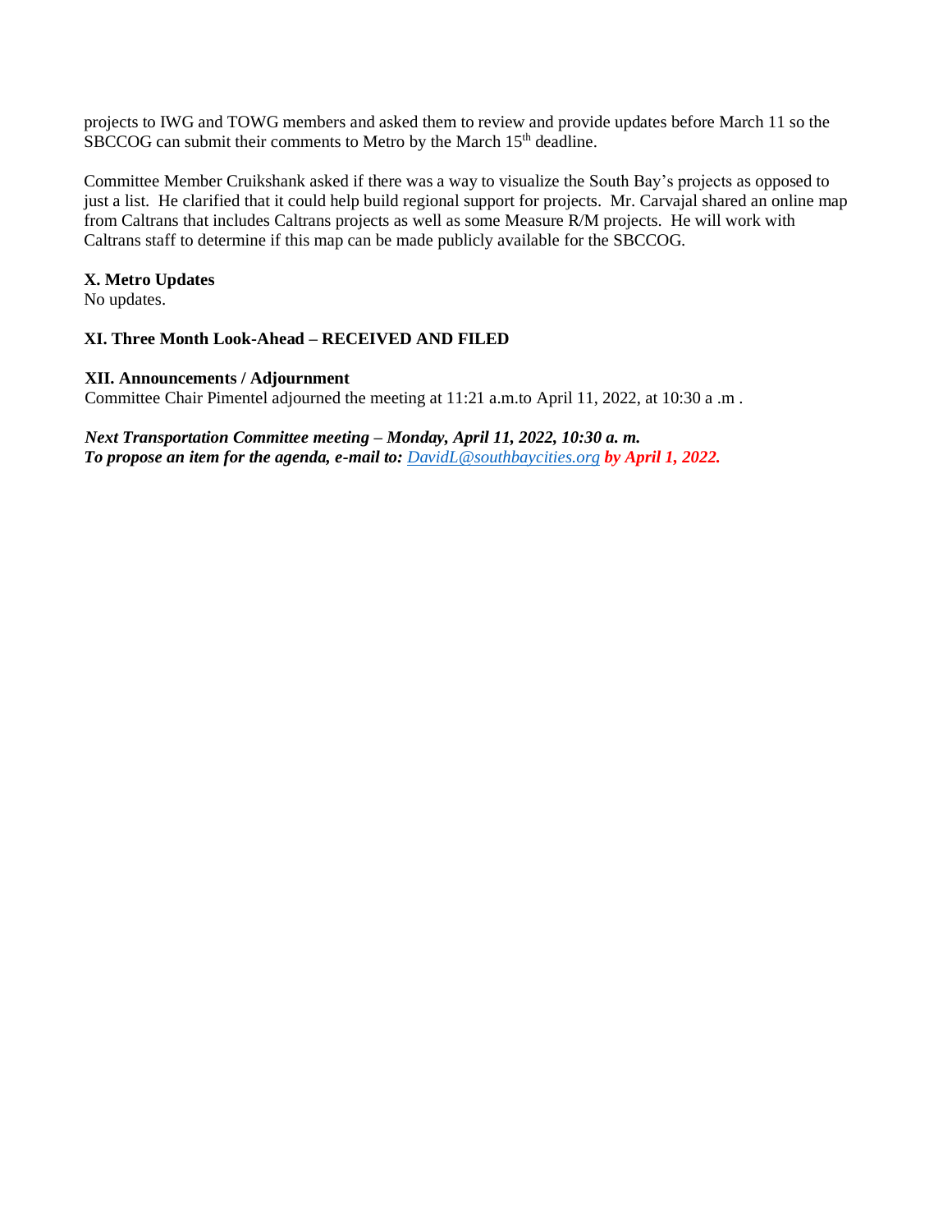projects to IWG and TOWG members and asked them to review and provide updates before March 11 so the SBCCOG can submit their comments to Metro by the March 15th deadline.

Committee Member Cruikshank asked if there was a way to visualize the South Bay's projects as opposed to just a list. He clarified that it could help build regional support for projects. Mr. Carvajal shared an online map from Caltrans that includes Caltrans projects as well as some Measure R/M projects. He will work with Caltrans staff to determine if this map can be made publicly available for the SBCCOG.

**X. Metro Updates**
No updates.

**XI. Three Month Look-Ahead – RECEIVED AND FILED**

**XII. Announcements / Adjournment**
Committee Chair Pimentel adjourned the meeting at 11:21 a.m.to April 11, 2022, at 10:30 a .m .

***Next Transportation Committee meeting – Monday, April 11, 2022, 10:30 a. m.***
***To propose an item for the agenda, e-mail to: DavidL@southbaycities.org by April 1, 2022.***